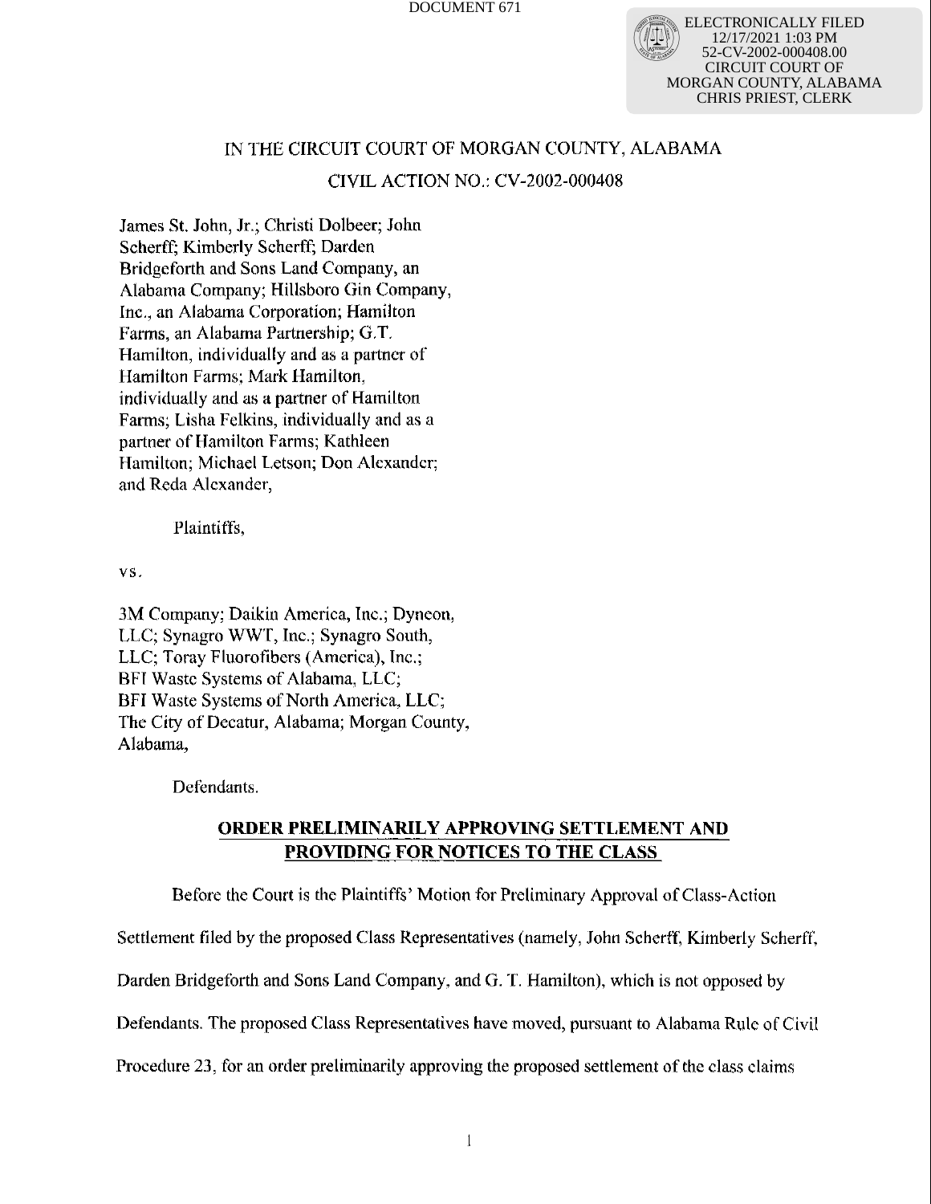DOCUMENT 671

ELECTRONICALLY FILED
12/17/2021 1:03 PM
52-CV-2002-000408.00
CIRCUIT COURT OF
MORGAN COUNTY, ALABAMA
CHRIS PRIEST, CLERK

IN THE CIRCUIT COURT OF MORGAN COUNTY, ALABAMA

CIVIL ACTION NO.: CV-2002-000408

James St. John, Jr.; Christi Dolbeer; John Scherff; Kimberly Scherff; Darden Bridgeforth and Sons Land Company, an Alabama Company; Hillsboro Gin Company, Inc., an Alabama Corporation; Hamilton Farms, an Alabama Partnership; G.T. Hamilton, individually and as a partner of Hamilton Farms; Mark Hamilton, individually and as a partner of Hamilton Farms; Lisha Felkins, individually and as a partner of Hamilton Farms; Kathleen Hamilton; Michael Letson; Don Alexander; and Reda Alexander,

Plaintiffs,

vs.

3M Company; Daikin America, Inc.; Dyneon, LLC; Synagro WWT, Inc.; Synagro South, LLC; Toray Fluorofibers (America), Inc.; BFI Waste Systems of Alabama, LLC; BFI Waste Systems of North America, LLC; The City of Decatur, Alabama; Morgan County, Alabama,

Defendants.

**ORDER PRELIMINARILY APPROVING SETTLEMENT AND PROVIDING FOR NOTICES TO THE CLASS**

Before the Court is the Plaintiffs' Motion for Preliminary Approval of Class-Action Settlement filed by the proposed Class Representatives (namely, John Scherff, Kimberly Scherff, Darden Bridgeforth and Sons Land Company, and G. T. Hamilton), which is not opposed by Defendants. The proposed Class Representatives have moved, pursuant to Alabama Rule of Civil Procedure 23, for an order preliminarily approving the proposed settlement of the class claims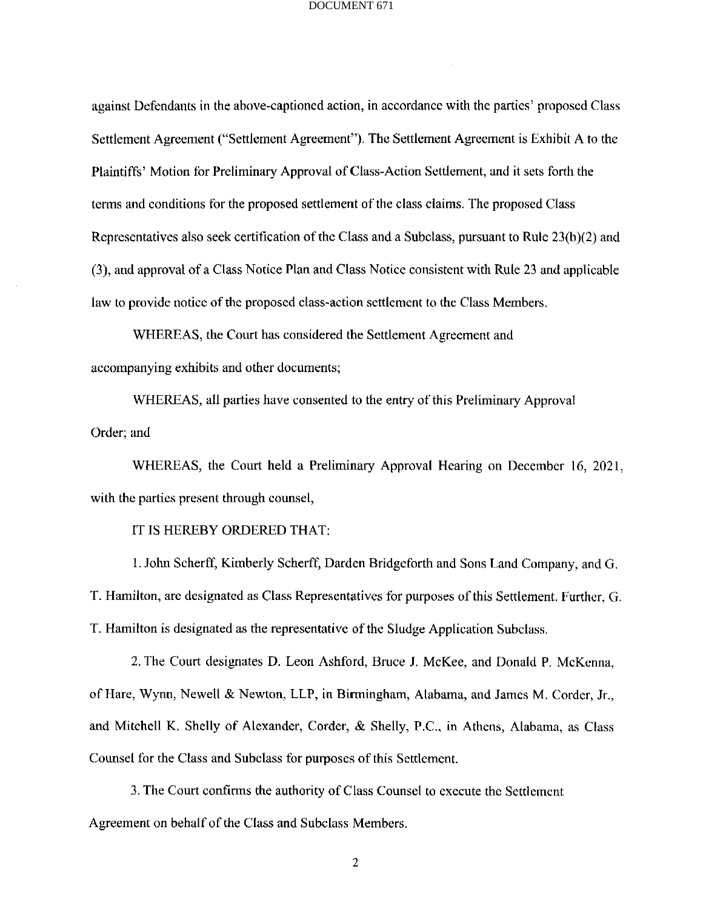against Defendants in the above-captioned action, in accordance with the parties' proposed Class Settlement Agreement ("Settlement Agreement"). The Settlement Agreement is Exhibit A to the Plaintiffs' Motion for Preliminary Approval of Class-Action Settlement, and it sets forth the terms and conditions for the proposed settlement of the class claims. The proposed Class Representatives also seek certification of the Class and a Subclass, pursuant to Rule 23(b)(2) and (3), and approval of a Class Notice Plan and Class Notice consistent with Rule 23 and applicable law to provide notice of the proposed class-action settlement to the Class Members.

WHEREAS, the Court has considered the Settlement Agreement and accompanying exhibits and other documents;

WHEREAS, all parties have consented to the entry of this Preliminary Approval Order; and

WHEREAS, the Court held a Preliminary Approval Hearing on December 16, 2021, with the parties present through counsel,

IT IS HEREBY ORDERED THAT:

1. John Scherff, Kimberly Scherff, Darden Bridgeforth and Sons Land Company, and G. T. Hamilton, are designated as Class Representatives for purposes of this Settlement. Further, G. T. Hamilton is designated as the representative of the Sludge Application Subclass.

2. The Court designates D. Leon Ashford, Bruce J. McKee, and Donald P. McKenna, of Hare, Wynn, Newell & Newton, LLP, in Birmingham, Alabama, and James M. Corder, Jr., and Mitchell K. Shelly of Alexander, Corder, & Shelly, P.C., in Athens, Alabama, as Class Counsel for the Class and Subclass for purposes of this Settlement.

3. The Court confirms the authority of Class Counsel to execute the Settlement Agreement on behalf of the Class and Subclass Members.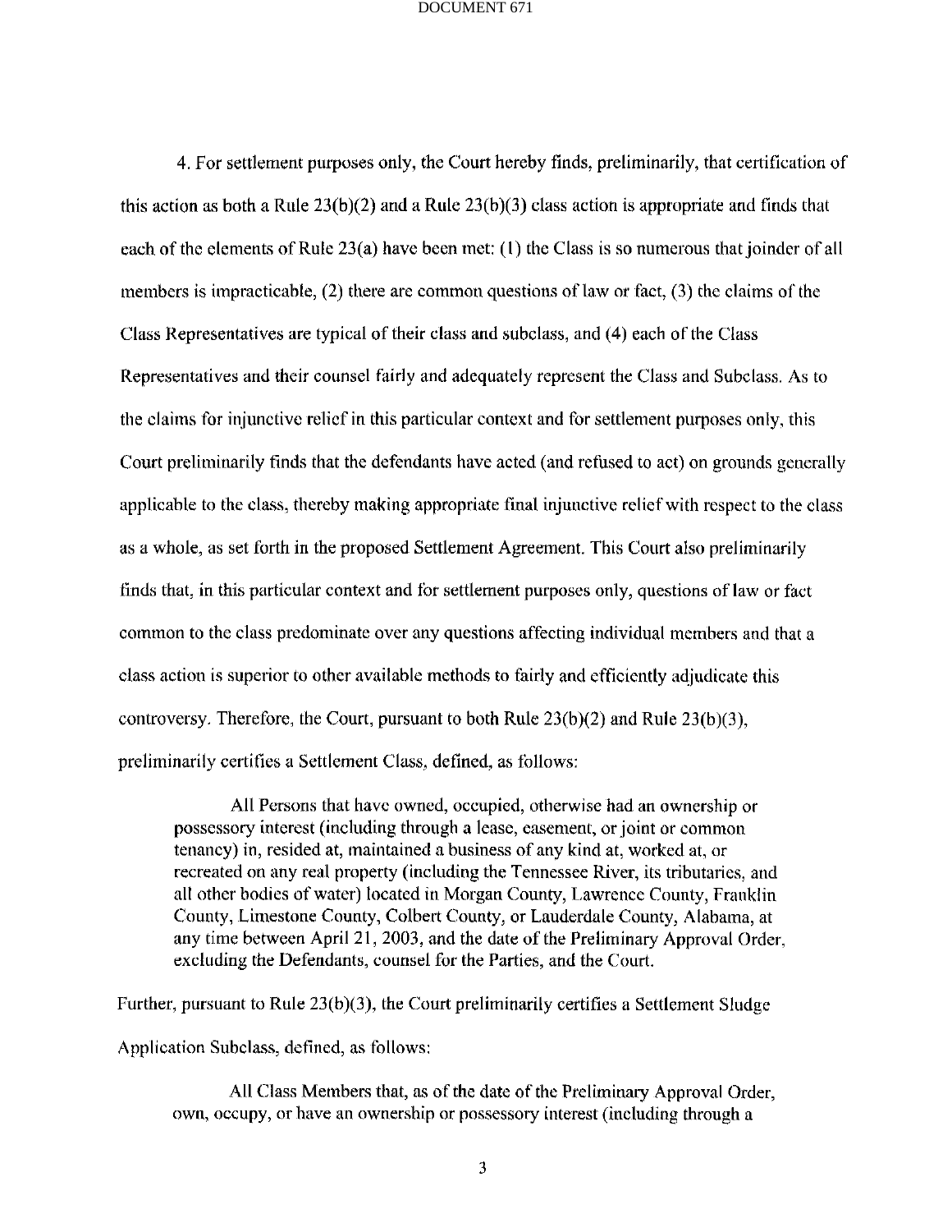4. For settlement purposes only, the Court hereby finds, preliminarily, that certification of this action as both a Rule 23(b)(2) and a Rule 23(b)(3) class action is appropriate and finds that each of the elements of Rule 23(a) have been met: (1) the Class is so numerous that joinder of all members is impracticable, (2) there are common questions of law or fact, (3) the claims of the Class Representatives are typical of their class and subclass, and (4) each of the Class Representatives and their counsel fairly and adequately represent the Class and Subclass. As to the claims for injunctive relief in this particular context and for settlement purposes only, this Court preliminarily finds that the defendants have acted (and refused to act) on grounds generally applicable to the class, thereby making appropriate final injunctive relief with respect to the class as a whole, as set forth in the proposed Settlement Agreement. This Court also preliminarily finds that, in this particular context and for settlement purposes only, questions of law or fact common to the class predominate over any questions affecting individual members and that a class action is superior to other available methods to fairly and efficiently adjudicate this controversy. Therefore, the Court, pursuant to both Rule 23(b)(2) and Rule 23(b)(3), preliminarily certifies a Settlement Class, defined, as follows:

> All Persons that have owned, occupied, otherwise had an ownership or possessory interest (including through a lease, easement, or joint or common tenancy) in, resided at, maintained a business of any kind at, worked at, or recreated on any real property (including the Tennessee River, its tributaries, and all other bodies of water) located in Morgan County, Lawrence County, Franklin County, Limestone County, Colbert County, or Lauderdale County, Alabama, at any time between April 21, 2003, and the date of the Preliminary Approval Order, excluding the Defendants, counsel for the Parties, and the Court.

Further, pursuant to Rule 23(b)(3), the Court preliminarily certifies a Settlement Sludge Application Subclass, defined, as follows:

> All Class Members that, as of the date of the Preliminary Approval Order, own, occupy, or have an ownership or possessory interest (including through a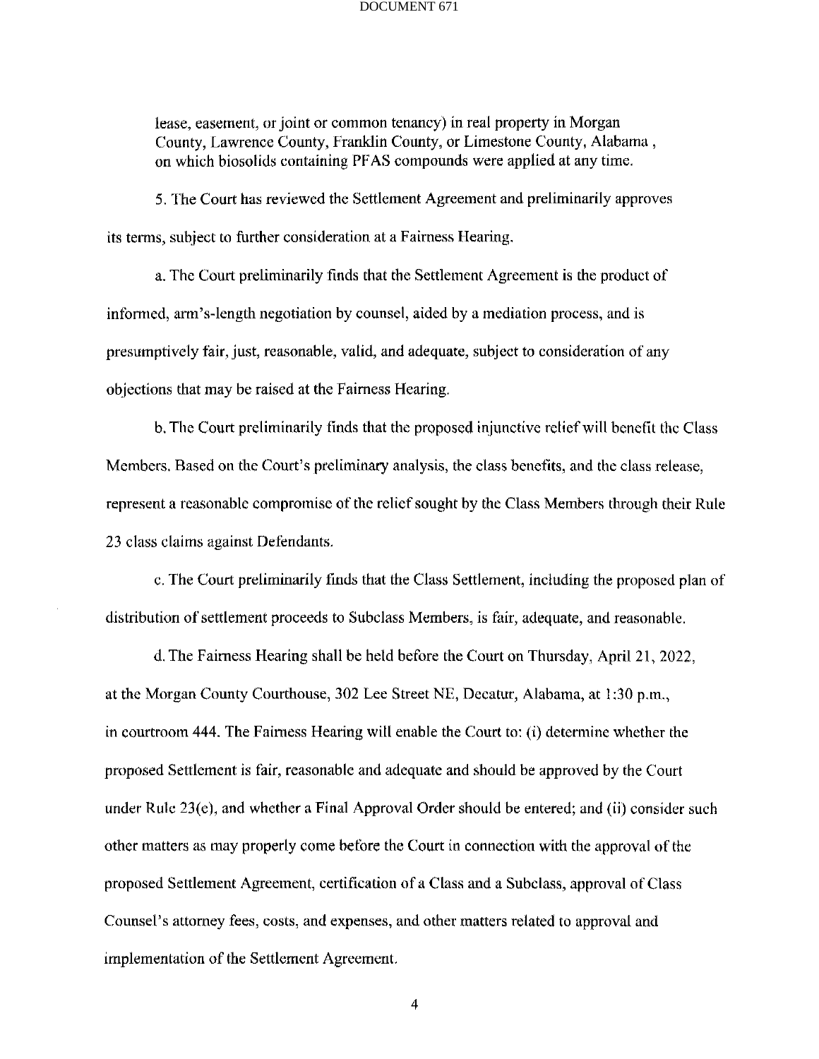lease, easement, or joint or common tenancy) in real property in Morgan County, Lawrence County, Franklin County, or Limestone County, Alabama , on which biosolids containing PFAS compounds were applied at any time.

5. The Court has reviewed the Settlement Agreement and preliminarily approves its terms, subject to further consideration at a Fairness Hearing.

a. The Court preliminarily finds that the Settlement Agreement is the product of informed, arm's-length negotiation by counsel, aided by a mediation process, and is presumptively fair, just, reasonable, valid, and adequate, subject to consideration of any objections that may be raised at the Fairness Hearing.

b. The Court preliminarily finds that the proposed injunctive relief will benefit the Class Members. Based on the Court's preliminary analysis, the class benefits, and the class release, represent a reasonable compromise of the relief sought by the Class Members through their Rule 23 class claims against Defendants.

c. The Court preliminarily finds that the Class Settlement, including the proposed plan of distribution of settlement proceeds to Subclass Members, is fair, adequate, and reasonable.

d. The Fairness Hearing shall be held before the Court on Thursday, April 21, 2022, at the Morgan County Courthouse, 302 Lee Street NE, Decatur, Alabama, at 1:30 p.m., in courtroom 444. The Fairness Hearing will enable the Court to: (i) determine whether the proposed Settlement is fair, reasonable and adequate and should be approved by the Court under Rule 23(e), and whether a Final Approval Order should be entered; and (ii) consider such other matters as may properly come before the Court in connection with the approval of the proposed Settlement Agreement, certification of a Class and a Subclass, approval of Class Counsel's attorney fees, costs, and expenses, and other matters related to approval and implementation of the Settlement Agreement.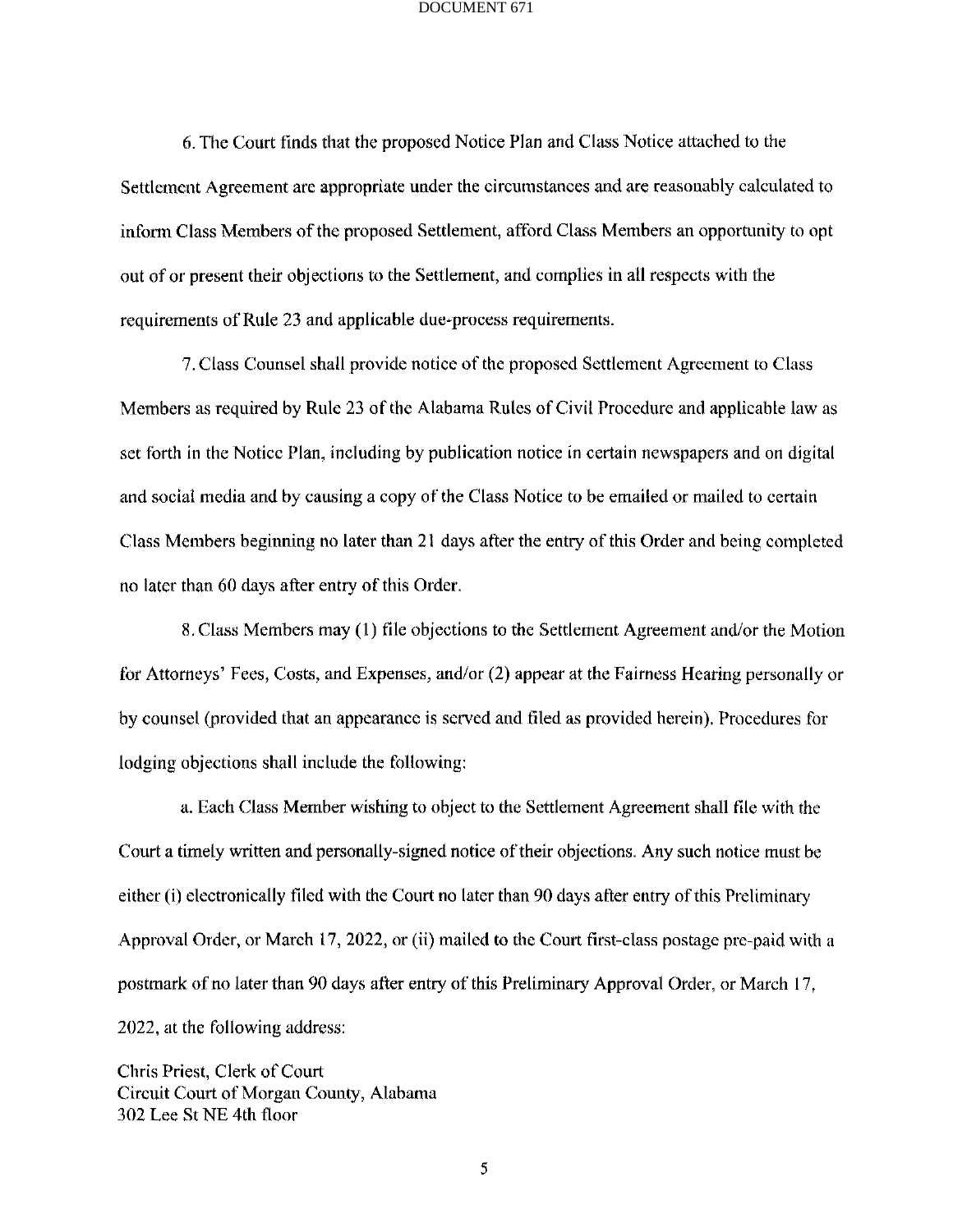6. The Court finds that the proposed Notice Plan and Class Notice attached to the Settlement Agreement are appropriate under the circumstances and are reasonably calculated to inform Class Members of the proposed Settlement, afford Class Members an opportunity to opt out of or present their objections to the Settlement, and complies in all respects with the requirements of Rule 23 and applicable due-process requirements.

7. Class Counsel shall provide notice of the proposed Settlement Agreement to Class Members as required by Rule 23 of the Alabama Rules of Civil Procedure and applicable law as set forth in the Notice Plan, including by publication notice in certain newspapers and on digital and social media and by causing a copy of the Class Notice to be emailed or mailed to certain Class Members beginning no later than 21 days after the entry of this Order and being completed no later than 60 days after entry of this Order.

8. Class Members may (1) file objections to the Settlement Agreement and/or the Motion for Attorneys' Fees, Costs, and Expenses, and/or (2) appear at the Fairness Hearing personally or by counsel (provided that an appearance is served and filed as provided herein). Procedures for lodging objections shall include the following:

a. Each Class Member wishing to object to the Settlement Agreement shall file with the Court a timely written and personally-signed notice of their objections. Any such notice must be either (i) electronically filed with the Court no later than 90 days after entry of this Preliminary Approval Order, or March 17, 2022, or (ii) mailed to the Court first-class postage pre-paid with a postmark of no later than 90 days after entry of this Preliminary Approval Order, or March 17, 2022, at the following address:

Chris Priest, Clerk of Court
Circuit Court of Morgan County, Alabama
302 Lee St NE 4th floor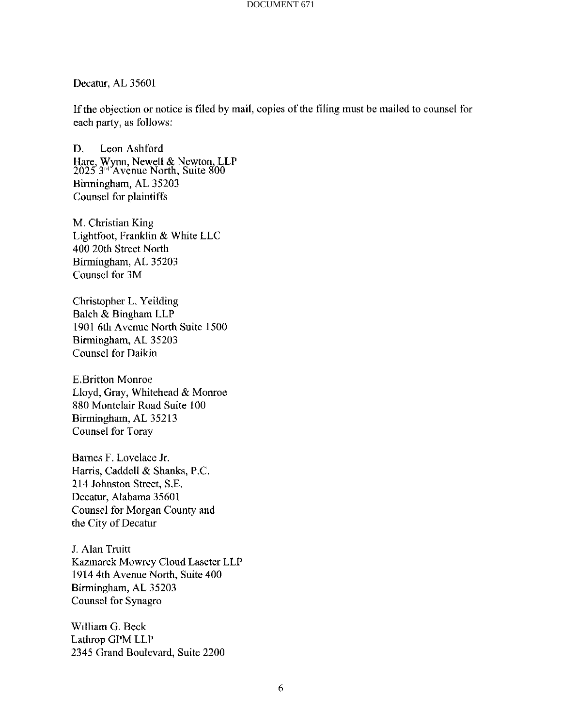Decatur, AL 35601

If the objection or notice is filed by mail, copies of the filing must be mailed to counsel for each party, as follows:

D. Leon Ashford
Hare, Wynn, Newell & Newton, LLP
2025 3rd Avenue North, Suite 800
Birmingham, AL 35203
Counsel for plaintiffs

M. Christian King
Lightfoot, Franklin & White LLC
400 20th Street North
Birmingham, AL 35203
Counsel for 3M

Christopher L. Yeilding
Balch & Bingham LLP
1901 6th Avenue North Suite 1500
Birmingham, AL 35203
Counsel for Daikin

E.Britton Monroe
Lloyd, Gray, Whitehead & Monroe
880 Montclair Road Suite 100
Birmingham, AL 35213
Counsel for Toray

Barnes F. Lovelace Jr.
Harris, Caddell & Shanks, P.C.
214 Johnston Street, S.E.
Decatur, Alabama 35601
Counsel for Morgan County and the City of Decatur

J. Alan Truitt
Kazmarek Mowrey Cloud Laseter LLP
1914 4th Avenue North, Suite 400
Birmingham, AL 35203
Counsel for Synagro

William G. Beck
Lathrop GPM LLP
2345 Grand Boulevard, Suite 2200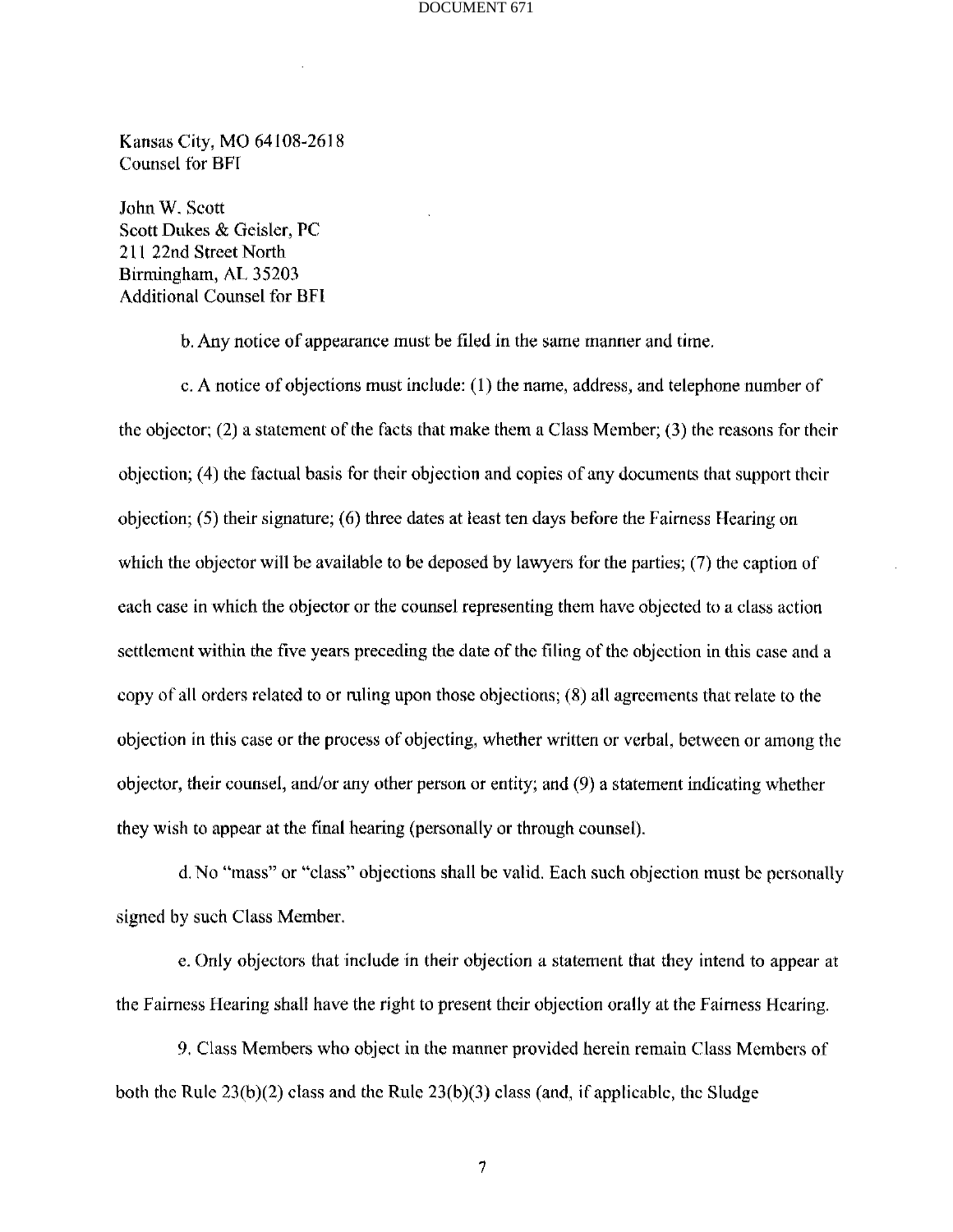Kansas City, MO 64108-2618
Counsel for BFI

John W. Scott
Scott Dukes & Geisler, PC
211 22nd Street North
Birmingham, AL 35203
Additional Counsel for BFI

b. Any notice of appearance must be filed in the same manner and time.

c. A notice of objections must include: (1) the name, address, and telephone number of the objector; (2) a statement of the facts that make them a Class Member; (3) the reasons for their objection; (4) the factual basis for their objection and copies of any documents that support their objection; (5) their signature; (6) three dates at least ten days before the Fairness Hearing on which the objector will be available to be deposed by lawyers for the parties; (7) the caption of each case in which the objector or the counsel representing them have objected to a class action settlement within the five years preceding the date of the filing of the objection in this case and a copy of all orders related to or ruling upon those objections; (8) all agreements that relate to the objection in this case or the process of objecting, whether written or verbal, between or among the objector, their counsel, and/or any other person or entity; and (9) a statement indicating whether they wish to appear at the final hearing (personally or through counsel).

d. No "mass" or "class" objections shall be valid. Each such objection must be personally signed by such Class Member.

e. Only objectors that include in their objection a statement that they intend to appear at the Fairness Hearing shall have the right to present their objection orally at the Fairness Hearing.

9. Class Members who object in the manner provided herein remain Class Members of both the Rule 23(b)(2) class and the Rule 23(b)(3) class (and, if applicable, the Sludge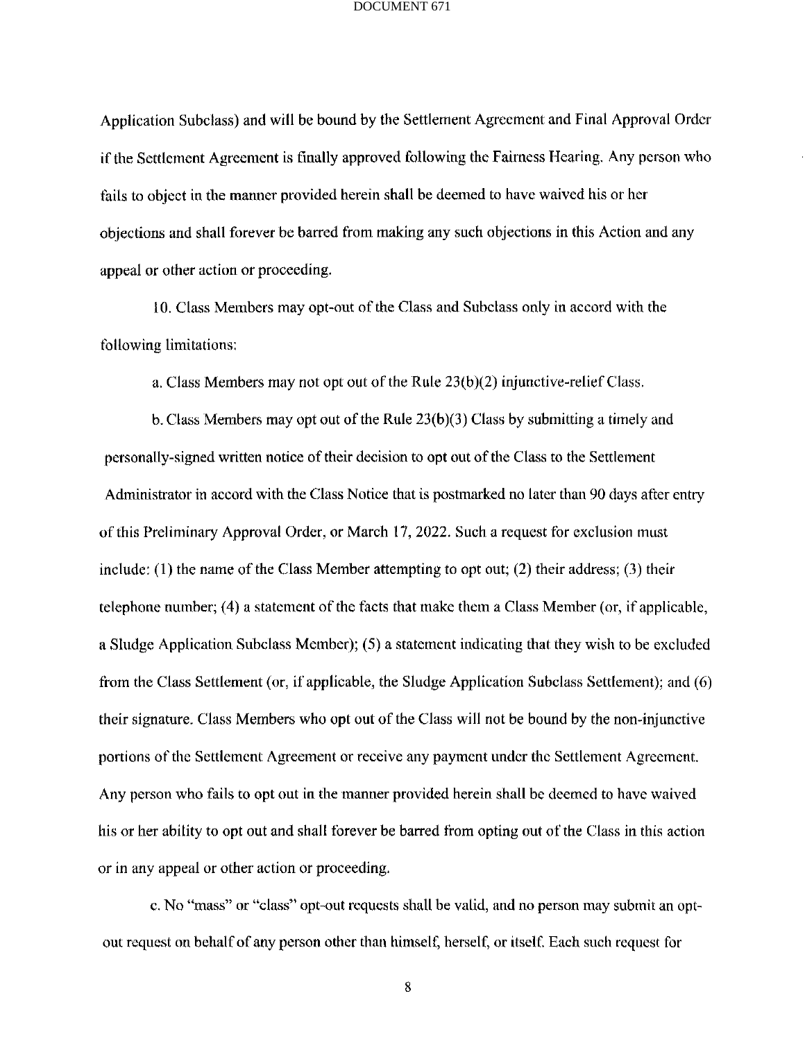Application Subclass) and will be bound by the Settlement Agreement and Final Approval Order if the Settlement Agreement is finally approved following the Fairness Hearing. Any person who fails to object in the manner provided herein shall be deemed to have waived his or her objections and shall forever be barred from making any such objections in this Action and any appeal or other action or proceeding.

10. Class Members may opt-out of the Class and Subclass only in accord with the following limitations:

a. Class Members may not opt out of the Rule 23(b)(2) injunctive-relief Class.

b. Class Members may opt out of the Rule 23(b)(3) Class by submitting a timely and personally-signed written notice of their decision to opt out of the Class to the Settlement Administrator in accord with the Class Notice that is postmarked no later than 90 days after entry of this Preliminary Approval Order, or March 17, 2022. Such a request for exclusion must include: (1) the name of the Class Member attempting to opt out; (2) their address; (3) their telephone number; (4) a statement of the facts that make them a Class Member (or, if applicable, a Sludge Application Subclass Member); (5) a statement indicating that they wish to be excluded from the Class Settlement (or, if applicable, the Sludge Application Subclass Settlement); and (6) their signature. Class Members who opt out of the Class will not be bound by the non-injunctive portions of the Settlement Agreement or receive any payment under the Settlement Agreement. Any person who fails to opt out in the manner provided herein shall be deemed to have waived his or her ability to opt out and shall forever be barred from opting out of the Class in this action or in any appeal or other action or proceeding.

c. No "mass" or "class" opt-out requests shall be valid, and no person may submit an opt-out request on behalf of any person other than himself, herself, or itself. Each such request for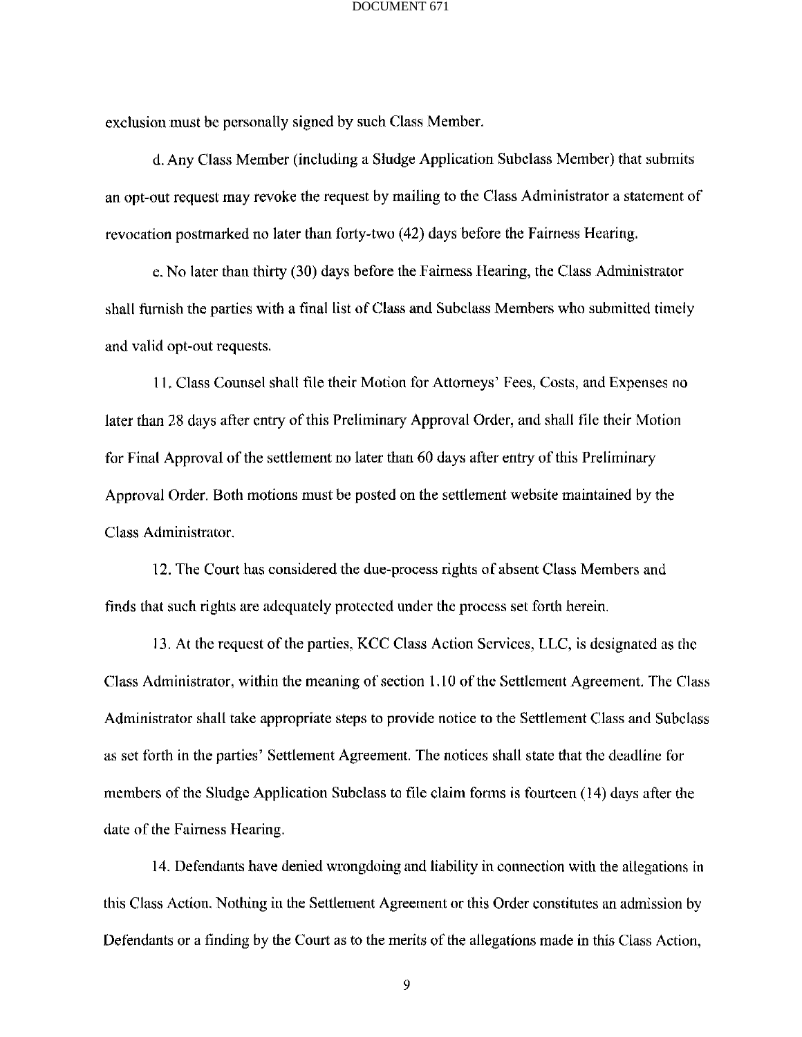exclusion must be personally signed by such Class Member.

d. Any Class Member (including a Sludge Application Subclass Member) that submits an opt-out request may revoke the request by mailing to the Class Administrator a statement of revocation postmarked no later than forty-two (42) days before the Fairness Hearing.

e. No later than thirty (30) days before the Fairness Hearing, the Class Administrator shall furnish the parties with a final list of Class and Subclass Members who submitted timely and valid opt-out requests.

11. Class Counsel shall file their Motion for Attorneys' Fees, Costs, and Expenses no later than 28 days after entry of this Preliminary Approval Order, and shall file their Motion for Final Approval of the settlement no later than 60 days after entry of this Preliminary Approval Order. Both motions must be posted on the settlement website maintained by the Class Administrator.

12. The Court has considered the due-process rights of absent Class Members and finds that such rights are adequately protected under the process set forth herein.

13. At the request of the parties, KCC Class Action Services, LLC, is designated as the Class Administrator, within the meaning of section 1.10 of the Settlement Agreement. The Class Administrator shall take appropriate steps to provide notice to the Settlement Class and Subclass as set forth in the parties' Settlement Agreement. The notices shall state that the deadline for members of the Sludge Application Subclass to file claim forms is fourteen (14) days after the date of the Fairness Hearing.

14. Defendants have denied wrongdoing and liability in connection with the allegations in this Class Action. Nothing in the Settlement Agreement or this Order constitutes an admission by Defendants or a finding by the Court as to the merits of the allegations made in this Class Action,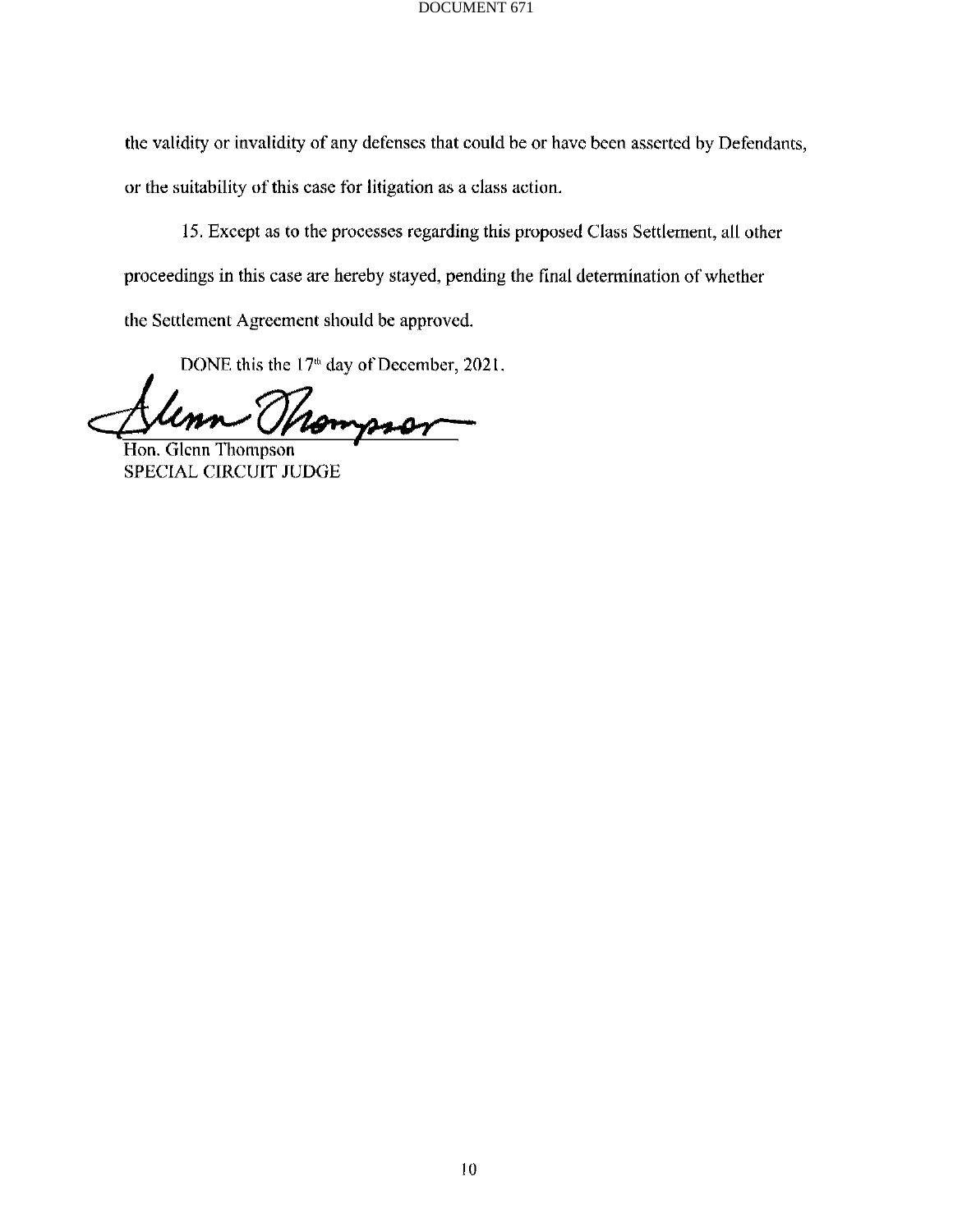the validity or invalidity of any defenses that could be or have been asserted by Defendants, or the suitability of this case for litigation as a class action.

15. Except as to the processes regarding this proposed Class Settlement, all other proceedings in this case are hereby stayed, pending the final determination of whether the Settlement Agreement should be approved.

DONE this the 17th day of December, 2021.

Hon. Glenn Thompson
SPECIAL CIRCUIT JUDGE